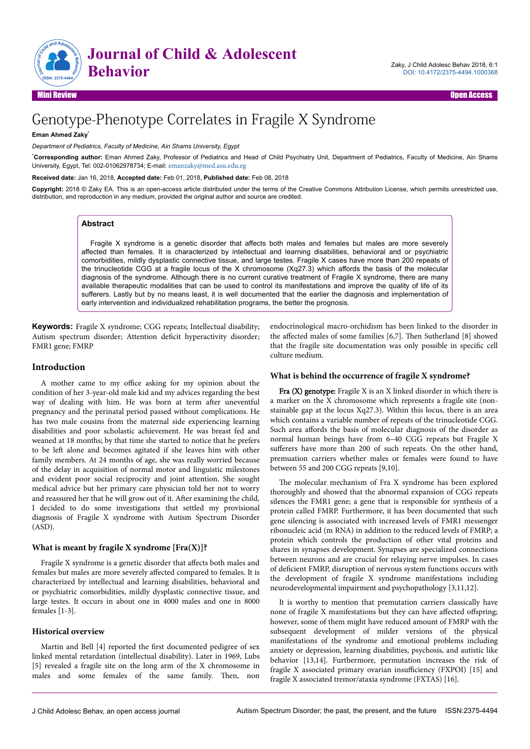Mini Review Open Access

# Genotype-Phenotype Correlates in Fragile X Syndrome

**Eman Ahmed Zaky***

*Department of Pediatrics, Faculty of Medicine, Ain Shams University, Egypt*

***Corresponding author:** Eman Ahmed Zaky, Professor of Pediatrics and Head of Child Psychiatry Unit, Department of Pediatrics, Faculty of Medicine, Ain Shams University, Egypt, Tel: 002-01062978734; E-mail: emanzaky@med.asu.edu.eg

**Received date:** Jan 16, 2018, **Accepted date:** Feb 01, 2018, **Published date:** Feb 08, 2018

**Copyright:** 2018 © Zaky EA. This is an open-access article distributed under the terms of the Creative Commons Attribution License, which permits unrestricted use, distribution, and reproduction in any medium, provided the original author and source are credited.

## Abstract

Fragile X syndrome is a genetic disorder that affects both males and females but males are more severely affected than females. It is characterized by intellectual and learning disabilities, behavioral and or psychiatric comorbidities, mildly dysplastic connective tissue, and large testes. Fragile X cases have more than 200 repeats of the trinucleotide CGG at a fragile locus of the X chromosome (Xq27.3) which affords the basis of the molecular diagnosis of the syndrome. Although there is no current curative treatment of Fragile X syndrome, there are many available therapeutic modalities that can be used to control its manifestations and improve the quality of life of its sufferers. Lastly but by no means least, it is well documented that the earlier the diagnosis and implementation of early intervention and individualized rehabilitation programs, the better the prognosis.

**Keywords:** Fragile X syndrome; CGG repeats; Intellectual disability; Autism spectrum disorder; Attention deficit hyperactivity disorder; FMR1 gene; FMRP

## Introduction

A mother came to my office asking for my opinion about the condition of her 3-year-old male kid and my advices regarding the best way of dealing with him. He was born at term after uneventful pregnancy and the perinatal period passed without complications. He has two male cousins from the maternal side experiencing learning disabilities and poor scholastic achievement. He was breast fed and weaned at 18 months; by that time she started to notice that he prefers to be left alone and becomes agitated if she leaves him with other family members. At 24 months of age, she was really worried because of the delay in acquisition of normal motor and linguistic milestones and evident poor social reciprocity and joint attention. She sought medical advice but her primary care physician told her not to worry and reassured her that he will grow out of it. After examining the child, I decided to do some investigations that settled my provisional diagnosis of Fragile X syndrome with Autism Spectrum Disorder (ASD).

### What is meant by fragile X syndrome [Fra(X)]?

Fragile X syndrome is a genetic disorder that affects both males and females but males are more severely affected compared to females. It is characterized by intellectual and learning disabilities, behavioral and or psychiatric comorbidities, mildly dysplastic connective tissue, and large testes. It occurs in about one in 4000 males and one in 8000 females [1-3].

### Historical overview

Martin and Bell [4] reported the first documented pedigree of sex linked mental retardation (intellectual disability). Later in 1969, Lubs [5] revealed a fragile site on the long arm of the X chromosome in males and some females of the same family. Then, non endocrinological macro-orchidism has been linked to the disorder in the affected males of some families [6,7]. Then Sutherland [8] showed that the fragile site documentation was only possible in specific cell culture medium.

### What is behind the occurrence of fragile X syndrome?

**Fra (X) genotype:** Fragile X is an X linked disorder in which there is a marker on the X chromosome which represents a fragile site (non-stainable gap at the locus Xq27.3). Within this locus, there is an area which contains a variable number of repeats of the trinucleotide CGG. Such area affords the basis of molecular diagnosis of the disorder as normal human beings have from 6–40 CGG repeats but Fragile X sufferers have more than 200 of such repeats. On the other hand, premuation carriers whether males or females were found to have between 55 and 200 CGG repeats [9,10].

The molecular mechanism of Fra X syndrome has been explored thoroughly and showed that the abnormal expansion of CGG repeats silences the FMR1 gene; a gene that is responsible for synthesis of a protein called FMRP. Furthermore, it has been documented that such gene silencing is associated with increased levels of FMR1 messenger ribonucleic acid (m RNA) in addition to the reduced levels of FMRP; a protein which controls the production of other vital proteins and shares in synapses development. Synapses are specialized connections between neurons and are crucial for relaying nerve impulses. In cases of deficient FMRP, disruption of nervous system functions occurs with the development of fragile X syndrome manifestations including neurodevelopmental impairment and psychopathology [3,11,12].

It is worthy to mention that premutation carriers classically have none of fragile X manifestations but they can have affected offspring; however, some of them might have reduced amount of FMRP with the subsequent development of milder versions of the physical manifestations of the syndrome and emotional problems including anxiety or depression, learning disabilities, psychosis, and autistic like behavior [13,14]. Furthermore, permutation increases the risk of fragile X associated primary ovarian insufficiency (FXPOI) [15] and fragile X associated tremor/ataxia syndrome (FXTAS) [16].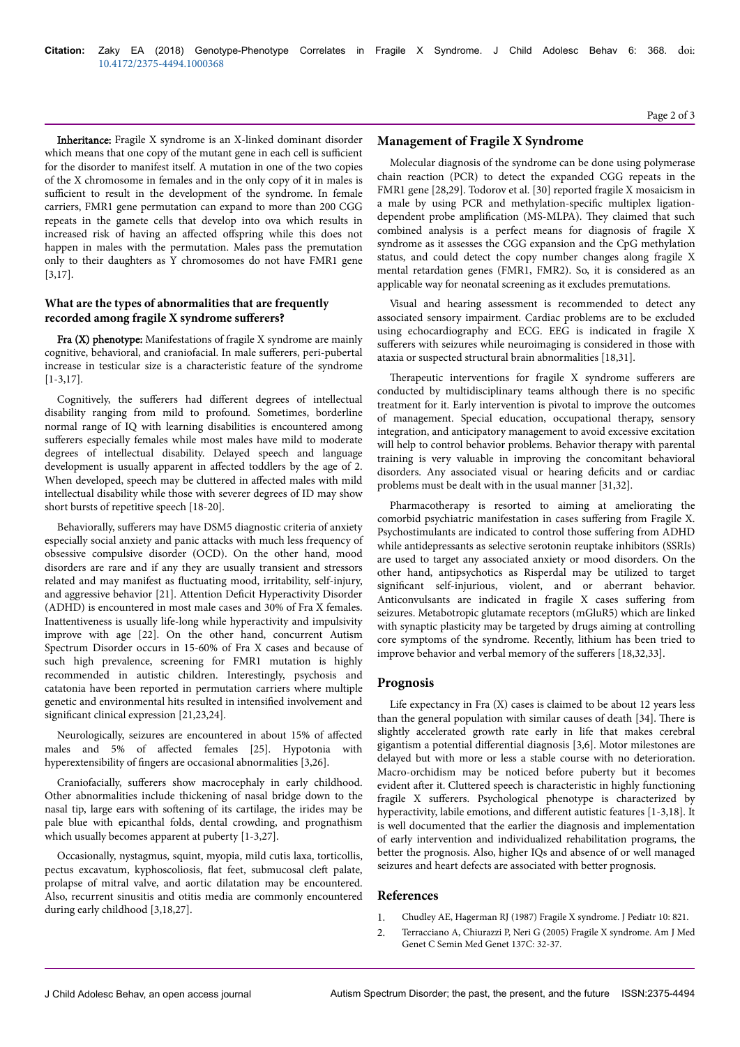**Inheritance:** Fragile X syndrome is an X-linked dominant disorder which means that one copy of the mutant gene in each cell is sufficient for the disorder to manifest itself. A mutation in one of the two copies of the X chromosome in females and in the only copy of it in males is sufficient to result in the development of the syndrome. In female carriers, FMR1 gene permutation can expand to more than 200 CGG repeats in the gamete cells that develop into ova which results in increased risk of having an affected offspring while this does not happen in males with the permutation. Males pass the premutation only to their daughters as Y chromosomes do not have FMR1 gene [3,17].

### What are the types of abnormalities that are frequently recorded among fragile X syndrome sufferers?

**Fra (X) phenotype:** Manifestations of fragile X syndrome are mainly cognitive, behavioral, and craniofacial. In male sufferers, peri-pubertal increase in testicular size is a characteristic feature of the syndrome [1-3,17].

Cognitively, the sufferers had different degrees of intellectual disability ranging from mild to profound. Sometimes, borderline normal range of IQ with learning disabilities is encountered among sufferers especially females while most males have mild to moderate degrees of intellectual disability. Delayed speech and language development is usually apparent in affected toddlers by the age of 2. When developed, speech may be cluttered in affected males with mild intellectual disability while those with severer degrees of ID may show short bursts of repetitive speech [18-20].

Behaviorally, sufferers may have DSM5 diagnostic criteria of anxiety especially social anxiety and panic attacks with much less frequency of obsessive compulsive disorder (OCD). On the other hand, mood disorders are rare and if any they are usually transient and stressors related and may manifest as fluctuating mood, irritability, self-injury, and aggressive behavior [21]. Attention Deficit Hyperactivity Disorder (ADHD) is encountered in most male cases and 30% of Fra X females. Inattentiveness is usually life-long while hyperactivity and impulsivity improve with age [22]. On the other hand, concurrent Autism Spectrum Disorder occurs in 15-60% of Fra X cases and because of such high prevalence, screening for FMR1 mutation is highly recommended in autistic children. Interestingly, psychosis and catatonia have been reported in permutation carriers where multiple genetic and environmental hits resulted in intensified involvement and significant clinical expression [21,23,24].

Neurologically, seizures are encountered in about 15% of affected males and 5% of affected females [25]. Hypotonia with hyperextensibility of fingers are occasional abnormalities [3,26].

Craniofacially, sufferers show macrocephaly in early childhood. Other abnormalities include thickening of nasal bridge down to the nasal tip, large ears with softening of its cartilage, the irides may be pale blue with epicanthal folds, dental crowding, and prognathism which usually becomes apparent at puberty [1-3,27].

Occasionally, nystagmus, squint, myopia, mild cutis laxa, torticollis, pectus excavatum, kyphoscoliosis, flat feet, submucosal cleft palate, prolapse of mitral valve, and aortic dilatation may be encountered. Also, recurrent sinusitis and otitis media are commonly encountered during early childhood [3,18,27].

## Management of Fragile X Syndrome

Molecular diagnosis of the syndrome can be done using polymerase chain reaction (PCR) to detect the expanded CGG repeats in the FMR1 gene [28,29]. Todorov et al. [30] reported fragile X mosaicism in a male by using PCR and methylation-specific multiplex ligation-dependent probe amplification (MS-MLPA). They claimed that such combined analysis is a perfect means for diagnosis of fragile X syndrome as it assesses the CGG expansion and the CpG methylation status, and could detect the copy number changes along fragile X mental retardation genes (FMR1, FMR2). So, it is considered as an applicable way for neonatal screening as it excludes premutations.

Visual and hearing assessment is recommended to detect any associated sensory impairment. Cardiac problems are to be excluded using echocardiography and ECG. EEG is indicated in fragile X sufferers with seizures while neuroimaging is considered in those with ataxia or suspected structural brain abnormalities [18,31].

Therapeutic interventions for fragile X syndrome sufferers are conducted by multidisciplinary teams although there is no specific treatment for it. Early intervention is pivotal to improve the outcomes of management. Special education, occupational therapy, sensory integration, and anticipatory management to avoid excessive excitation will help to control behavior problems. Behavior therapy with parental training is very valuable in improving the concomitant behavioral disorders. Any associated visual or hearing deficits and or cardiac problems must be dealt with in the usual manner [31,32].

Pharmacotherapy is resorted to aiming at ameliorating the comorbid psychiatric manifestation in cases suffering from Fragile X. Psychostimulants are indicated to control those suffering from ADHD while antidepressants as selective serotonin reuptake inhibitors (SSRIs) are used to target any associated anxiety or mood disorders. On the other hand, antipsychotics as Risperdal may be utilized to target significant self-injurious, violent, and or aberrant behavior. Anticonvulsants are indicated in fragile X cases suffering from seizures. Metabotropic glutamate receptors (mGluR5) which are linked with synaptic plasticity may be targeted by drugs aiming at controlling core symptoms of the syndrome. Recently, lithium has been tried to improve behavior and verbal memory of the sufferers [18,32,33].

## Prognosis

Life expectancy in Fra (X) cases is claimed to be about 12 years less than the general population with similar causes of death [34]. There is slightly accelerated growth rate early in life that makes cerebral gigantism a potential differential diagnosis [3,6]. Motor milestones are delayed but with more or less a stable course with no deterioration. Macro-orchidism may be noticed before puberty but it becomes evident after it. Cluttered speech is characteristic in highly functioning fragile X sufferers. Psychological phenotype is characterized by hyperactivity, labile emotions, and different autistic features [1-3,18]. It is well documented that the earlier the diagnosis and implementation of early intervention and individualized rehabilitation programs, the better the prognosis. Also, higher IQs and absence of or well managed seizures and heart defects are associated with better prognosis.

## References

1. Chudley AE, Hagerman RJ (1987) Fragile X syndrome. J Pediatr 10: 821.
2. Terracciano A, Chiurazzi P, Neri G (2005) Fragile X syndrome. Am J Med Genet C Semin Med Genet 137C: 32-37.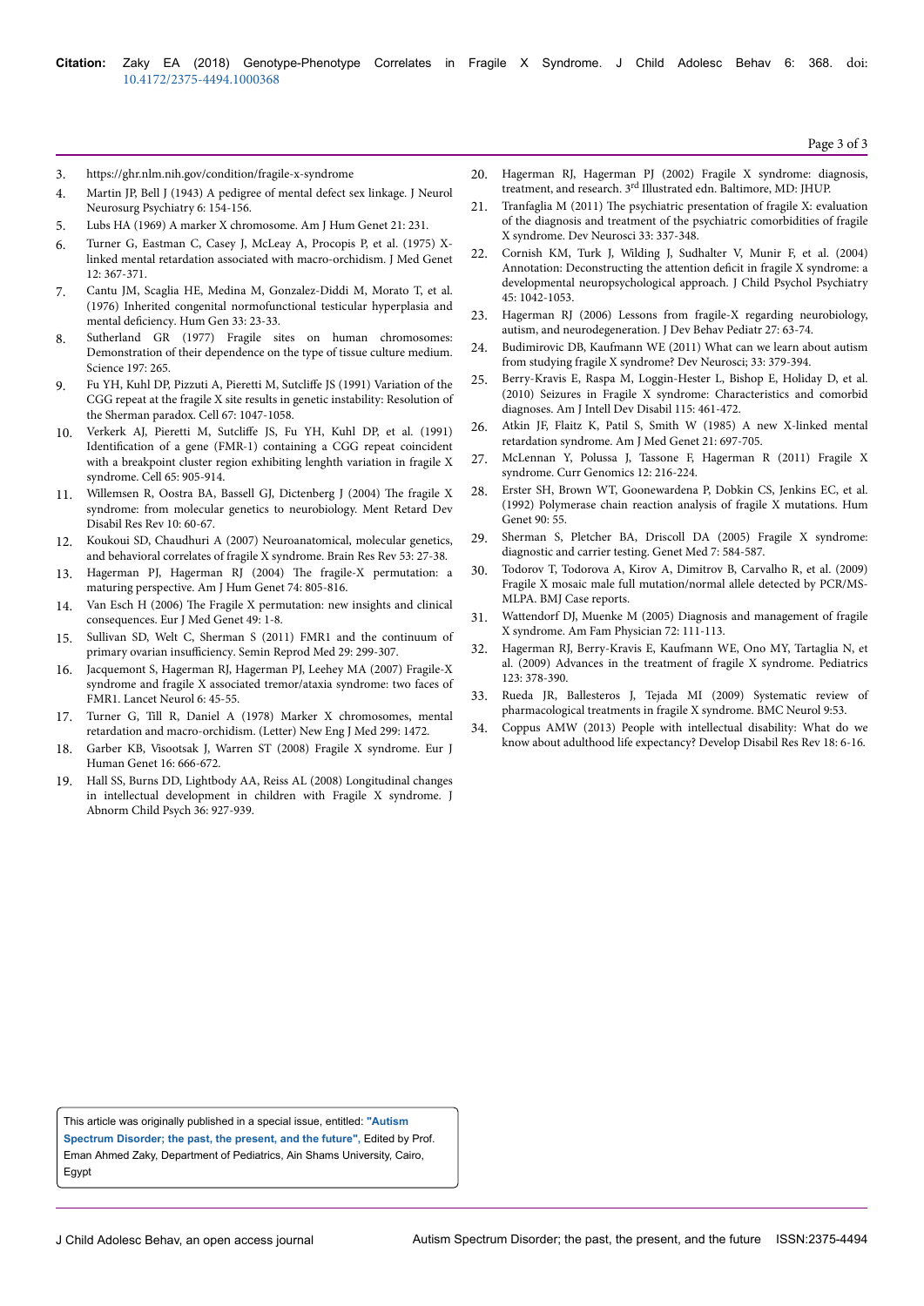3. https://ghr.nlm.nih.gov/condition/fragile-x-syndrome
4. Martin JP, Bell J (1943) A pedigree of mental defect sex linkage. J Neurol Neurosurg Psychiatry 6: 154-156.
5. Lubs HA (1969) A marker X chromosome. Am J Hum Genet 21: 231.
6. Turner G, Eastman C, Casey J, McLeay A, Procopis P, et al. (1975) X-linked mental retardation associated with macro-orchidism. J Med Genet 12: 367-371.
7. Cantu JM, Scaglia HE, Medina M, Gonzalez-Diddi M, Morato T, et al. (1976) Inherited congenital normofunctional testicular hyperplasia and mental deficiency. Hum Gen 33: 23-33.
8. Sutherland GR (1977) Fragile sites on human chromosomes: Demonstration of their dependence on the type of tissue culture medium. Science 197: 265.
9. Fu YH, Kuhl DP, Pizzuti A, Pieretti M, Sutcliffe JS (1991) Variation of the CGG repeat at the fragile X site results in genetic instability: Resolution of the Sherman paradox. Cell 67: 1047-1058.
10. Verkerk AJ, Pieretti M, Sutcliffe JS, Fu YH, Kuhl DP, et al. (1991) Identification of a gene (FMR-1) containing a CGG repeat coincident with a breakpoint cluster region exhibiting lenghth variation in fragile X syndrome. Cell 65: 905-914.
11. Willemsen R, Oostra BA, Bassell GJ, Dictenberg J (2004) The fragile X syndrome: from molecular genetics to neurobiology. Ment Retard Dev Disabil Res Rev 10: 60-67.
12. Koukoui SD, Chaudhuri A (2007) Neuroanatomical, molecular genetics, and behavioral correlates of fragile X syndrome. Brain Res Rev 53: 27-38.
13. Hagerman PJ, Hagerman RJ (2004) The fragile-X permutation: a maturing perspective. Am J Hum Genet 74: 805-816.
14. Van Esch H (2006) The Fragile X permutation: new insights and clinical consequences. Eur J Med Genet 49: 1-8.
15. Sullivan SD, Welt C, Sherman S (2011) FMR1 and the continuum of primary ovarian insufficiency. Semin Reprod Med 29: 299-307.
16. Jacquemont S, Hagerman RJ, Hagerman PJ, Leehey MA (2007) Fragile-X syndrome and fragile X associated tremor/ataxia syndrome: two faces of FMR1. Lancet Neurol 6: 45-55.
17. Turner G, Till R, Daniel A (1978) Marker X chromosomes, mental retardation and macro-orchidism. (Letter) New Eng J Med 299: 1472.
18. Garber KB, Visootsak J, Warren ST (2008) Fragile X syndrome. Eur J Human Genet 16: 666-672.
19. Hall SS, Burns DD, Lightbody AA, Reiss AL (2008) Longitudinal changes in intellectual development in children with Fragile X syndrome. J Abnorm Child Psych 36: 927-939.
20. Hagerman RJ, Hagerman PJ (2002) Fragile X syndrome: diagnosis, treatment, and research. 3rd Illustrated edn. Baltimore, MD: JHUP.
21. Tranfaglia M (2011) The psychiatric presentation of fragile X: evaluation of the diagnosis and treatment of the psychiatric comorbidities of fragile X syndrome. Dev Neurosci 33: 337-348.
22. Cornish KM, Turk J, Wilding J, Sudhalter V, Munir F, et al. (2004) Annotation: Deconstructing the attention deficit in fragile X syndrome: a developmental neuropsychological approach. J Child Psychol Psychiatry 45: 1042-1053.
23. Hagerman RJ (2006) Lessons from fragile-X regarding neurobiology, autism, and neurodegeneration. J Dev Behav Pediatr 27: 63-74.
24. Budimirovic DB, Kaufmann WE (2011) What can we learn about autism from studying fragile X syndrome? Dev Neurosci; 33: 379-394.
25. Berry-Kravis E, Raspa M, Loggin-Hester L, Bishop E, Holiday D, et al. (2010) Seizures in Fragile X syndrome: Characteristics and comorbid diagnoses. Am J Intell Dev Disabil 115: 461-472.
26. Atkin JF, Flaitz K, Patil S, Smith W (1985) A new X-linked mental retardation syndrome. Am J Med Genet 21: 697-705.
27. McLennan Y, Polussa J, Tassone F, Hagerman R (2011) Fragile X syndrome. Curr Genomics 12: 216-224.
28. Erster SH, Brown WT, Goonewardena P, Dobkin CS, Jenkins EC, et al. (1992) Polymerase chain reaction analysis of fragile X mutations. Hum Genet 90: 55.
29. Sherman S, Pletcher BA, Driscoll DA (2005) Fragile X syndrome: diagnostic and carrier testing. Genet Med 7: 584-587.
30. Todorov T, Todorova A, Kirov A, Dimitrov B, Carvalho R, et al. (2009) Fragile X mosaic male full mutation/normal allele detected by PCR/MS-MLPA. BMJ Case reports.
31. Wattendorf DJ, Muenke M (2005) Diagnosis and management of fragile X syndrome. Am Fam Physician 72: 111-113.
32. Hagerman RJ, Berry-Kravis E, Kaufmann WE, Ono MY, Tartaglia N, et al. (2009) Advances in the treatment of fragile X syndrome. Pediatrics 123: 378-390.
33. Rueda JR, Ballesteros J, Tejada MI (2009) Systematic review of pharmacological treatments in fragile X syndrome. BMC Neurol 9:53.
34. Coppus AMW (2013) People with intellectual disability: What do we know about adulthood life expectancy? Develop Disabil Res Rev 18: 6-16.

This article was originally published in a special issue, entitled: **"Autism Spectrum Disorder; the past, the present, and the future"**, Edited by Prof. Eman Ahmed Zaky, Department of Pediatrics, Ain Shams University, Cairo, Egypt